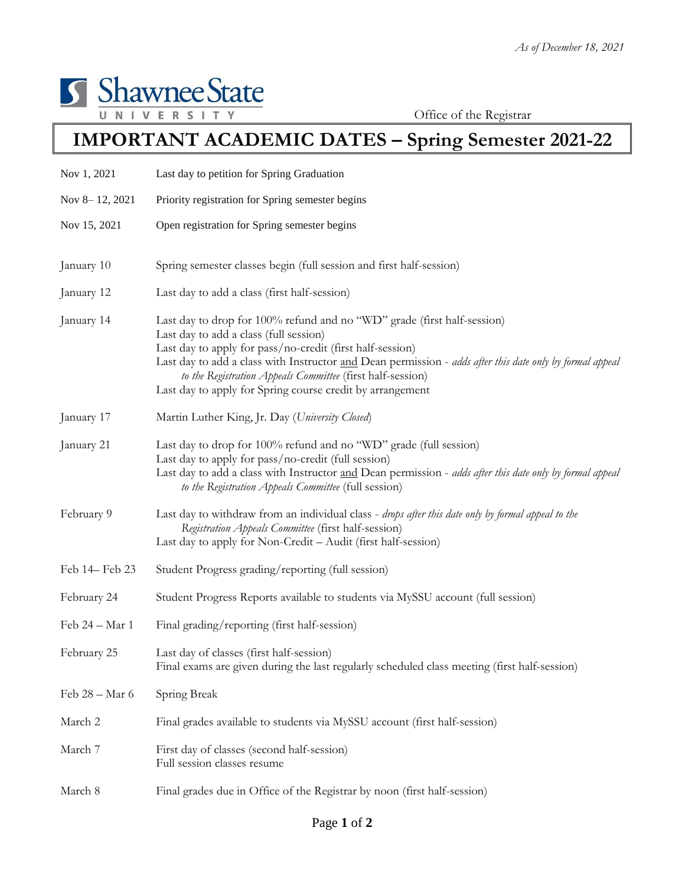*As of December 18, 2021*

Shawnee State University

Office of the Registrar

# IMPORTANT ACADEMIC DATES – Spring Semester 2021-22

| Date | Event |
|---|---|
| Nov 1, 2021 | Last day to petition for Spring Graduation |
| Nov 8– 12, 2021 | Priority registration for Spring semester begins |
| Nov 15, 2021 | Open registration for Spring semester begins |
| January 10 | Spring semester classes begin (full session and first half-session) |
| January 12 | Last day to add a class (first half-session) |
| January 14 | Last day to drop for 100% refund and no "WD" grade (first half-session)<br>Last day to add a class (full session)<br>Last day to apply for pass/no-credit (first half-session)<br>Last day to add a class with Instructor and Dean permission - *adds after this date only by formal appeal to the Registration Appeals Committee* (first half-session)<br>Last day to apply for Spring course credit by arrangement |
| January 17 | Martin Luther King, Jr. Day (*University Closed*) |
| January 21 | Last day to drop for 100% refund and no "WD" grade (full session)<br>Last day to apply for pass/no-credit (full session)<br>Last day to add a class with Instructor and Dean permission - *adds after this date only by formal appeal to the Registration Appeals Committee* (full session) |
| February 9 | Last day to withdraw from an individual class - *drops after this date only by formal appeal to the Registration Appeals Committee* (first half-session)<br>Last day to apply for Non-Credit – Audit (first half-session) |
| Feb 14– Feb 23 | Student Progress grading/reporting (full session) |
| February 24 | Student Progress Reports available to students via MySSU account (full session) |
| Feb 24 – Mar 1 | Final grading/reporting (first half-session) |
| February 25 | Last day of classes (first half-session)<br>Final exams are given during the last regularly scheduled class meeting (first half-session) |
| Feb 28 – Mar 6 | Spring Break |
| March 2 | Final grades available to students via MySSU account (first half-session) |
| March 7 | First day of classes (second half-session)<br>Full session classes resume |
| March 8 | Final grades due in Office of the Registrar by noon (first half-session) |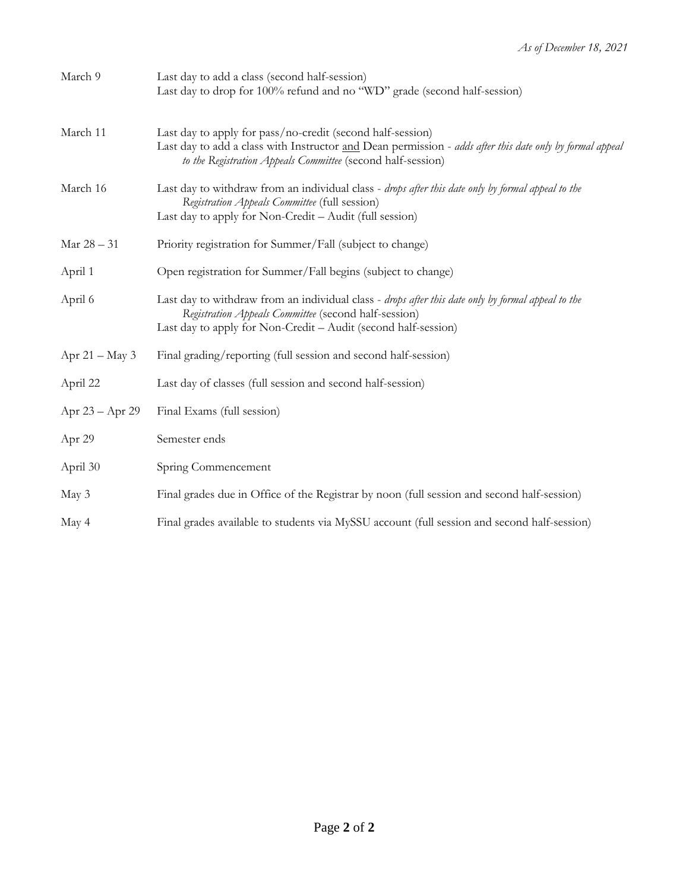*As of December 18, 2021*

| | |
|---|---|
| March 9 | Last day to add a class (second half-session)<br>Last day to drop for 100% refund and no "WD" grade (second half-session) |
| March 11 | Last day to apply for pass/no-credit (second half-session)<br>Last day to add a class with Instructor and Dean permission - *adds after this date only by formal appeal to the Registration Appeals Committee* (second half-session) |
| March 16 | Last day to withdraw from an individual class - *drops after this date only by formal appeal to the Registration Appeals Committee* (full session)<br>Last day to apply for Non-Credit – Audit (full session) |
| Mar 28 – 31 | Priority registration for Summer/Fall (subject to change) |
| April 1 | Open registration for Summer/Fall begins (subject to change) |
| April 6 | Last day to withdraw from an individual class - *drops after this date only by formal appeal to the Registration Appeals Committee* (second half-session)<br>Last day to apply for Non-Credit – Audit (second half-session) |
| Apr 21 – May 3 | Final grading/reporting (full session and second half-session) |
| April 22 | Last day of classes (full session and second half-session) |
| Apr 23 – Apr 29 | Final Exams (full session) |
| Apr 29 | Semester ends |
| April 30 | Spring Commencement |
| May 3 | Final grades due in Office of the Registrar by noon (full session and second half-session) |
| May 4 | Final grades available to students via MySSU account (full session and second half-session) |